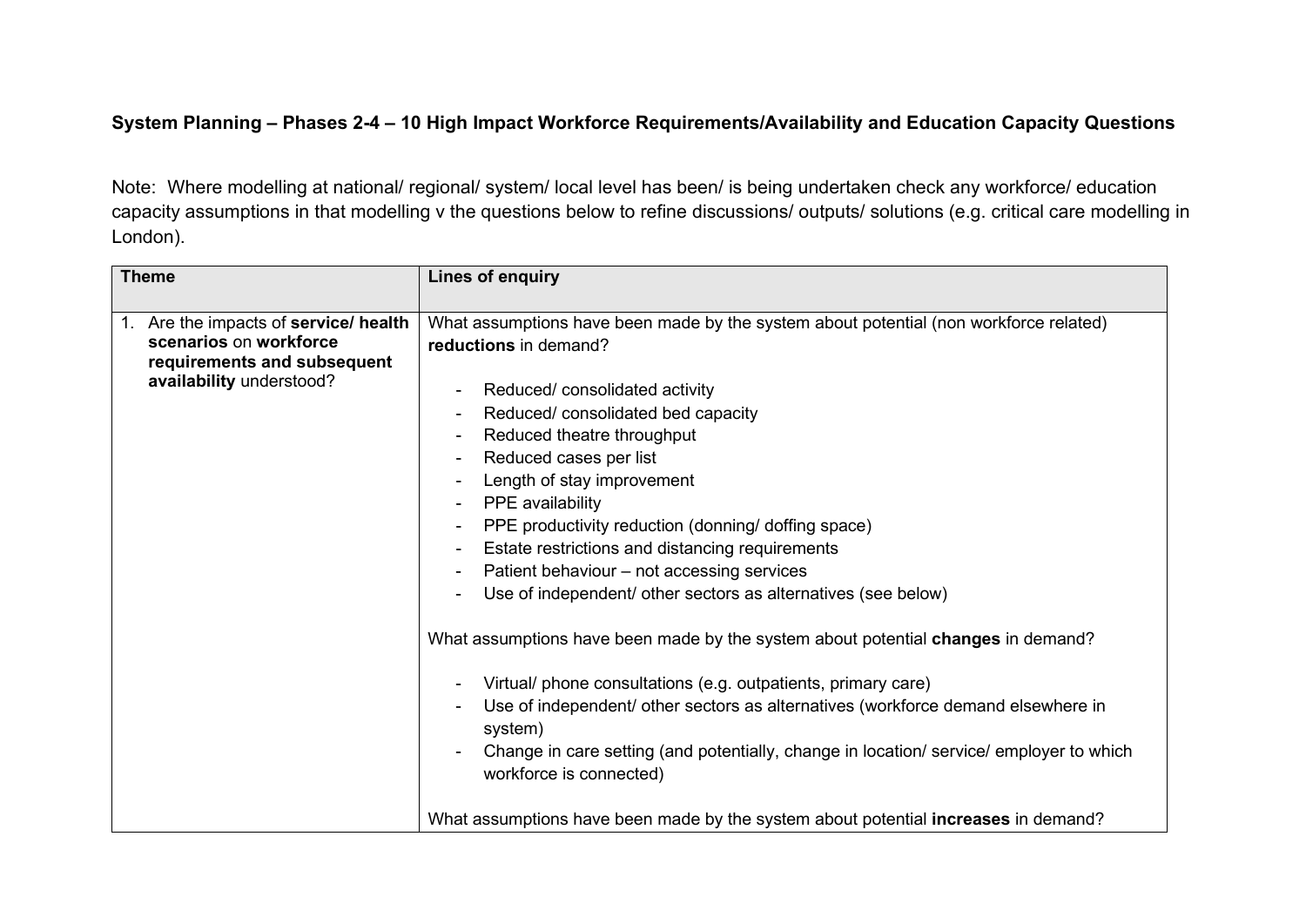**System Planning – Phases 2-4 – 10 High Impact Workforce Requirements/Availability and Education Capacity Questions**

Note: Where modelling at national/ regional/ system/ local level has been/ is being undertaken check any workforce/ education capacity assumptions in that modelling v the questions below to refine discussions/ outputs/ solutions (e.g. critical care modelling in London).

| Theme | Lines of enquiry |
|---|---|
| 1. Are the impacts of **service/ health scenarios** on **workforce requirements and subsequent availability** understood? | What assumptions have been made by the system about potential (non workforce related) **reductions** in demand?<br><br>- Reduced/ consolidated activity<br>- Reduced/ consolidated bed capacity<br>- Reduced theatre throughput<br>- Reduced cases per list<br>- Length of stay improvement<br>- PPE availability<br>- PPE productivity reduction (donning/ doffing space)<br>- Estate restrictions and distancing requirements<br>- Patient behaviour – not accessing services<br>- Use of independent/ other sectors as alternatives (see below)<br><br>What assumptions have been made by the system about potential **changes** in demand?<br><br>- Virtual/ phone consultations (e.g. outpatients, primary care)<br>- Use of independent/ other sectors as alternatives (workforce demand elsewhere in system)<br>- Change in care setting (and potentially, change in location/ service/ employer to which workforce is connected)<br><br>What assumptions have been made by the system about potential **increases** in demand? |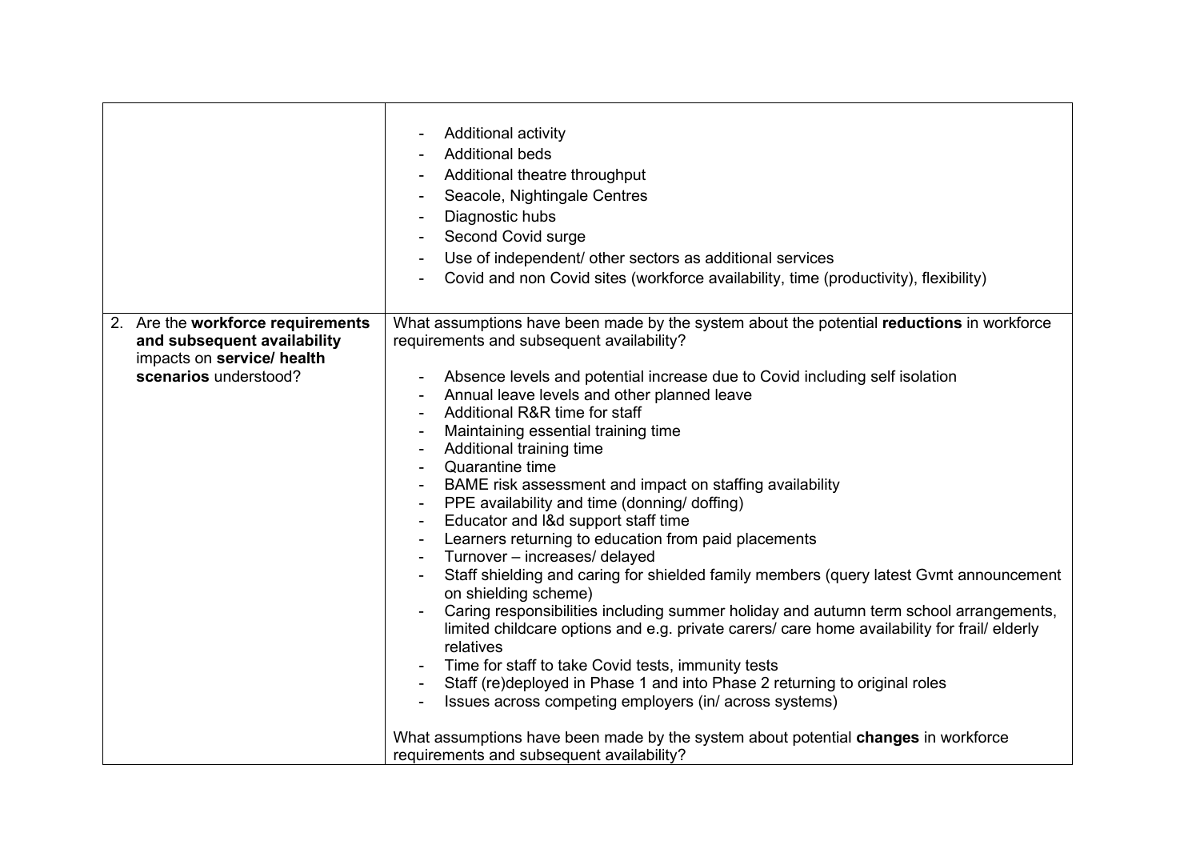| | |
|---|---|
| | - Additional activity<br>- Additional beds<br>- Additional theatre throughput<br>- Seacole, Nightingale Centres<br>- Diagnostic hubs<br>- Second Covid surge<br>- Use of independent/ other sectors as additional services<br>- Covid and non Covid sites (workforce availability, time (productivity), flexibility) |
| 2. Are the **workforce requirements and subsequent availability** impacts on **service/ health scenarios** understood? | What assumptions have been made by the system about the potential **reductions** in workforce requirements and subsequent availability?<br><br>- Absence levels and potential increase due to Covid including self isolation<br>- Annual leave levels and other planned leave<br>- Additional R&R time for staff<br>- Maintaining essential training time<br>- Additional training time<br>- Quarantine time<br>- BAME risk assessment and impact on staffing availability<br>- PPE availability and time (donning/ doffing)<br>- Educator and l&d support staff time<br>- Learners returning to education from paid placements<br>- Turnover – increases/ delayed<br>- Staff shielding and caring for shielded family members (query latest Gvmt announcement on shielding scheme)<br>- Caring responsibilities including summer holiday and autumn term school arrangements, limited childcare options and e.g. private carers/ care home availability for frail/ elderly relatives<br>- Time for staff to take Covid tests, immunity tests<br>- Staff (re)deployed in Phase 1 and into Phase 2 returning to original roles<br>- Issues across competing employers (in/ across systems)<br><br>What assumptions have been made by the system about potential **changes** in workforce requirements and subsequent availability? |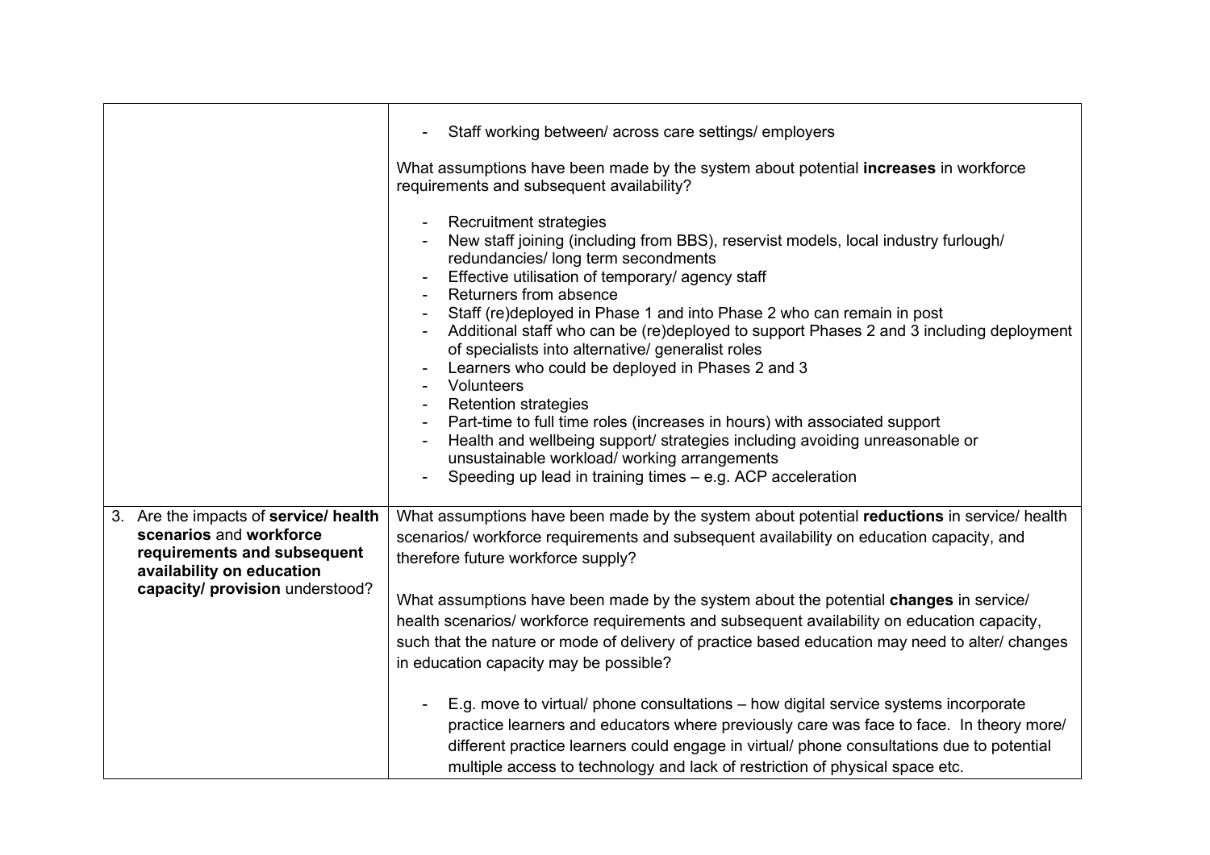| | |
|---|---|
| | - Staff working between/ across care settings/ employers<br><br>What assumptions have been made by the system about potential **increases** in workforce requirements and subsequent availability?<br><br>- Recruitment strategies<br>- New staff joining (including from BBS), reservist models, local industry furlough/ redundancies/ long term secondments<br>- Effective utilisation of temporary/ agency staff<br>- Returners from absence<br>- Staff (re)deployed in Phase 1 and into Phase 2 who can remain in post<br>- Additional staff who can be (re)deployed to support Phases 2 and 3 including deployment of specialists into alternative/ generalist roles<br>- Learners who could be deployed in Phases 2 and 3<br>- Volunteers<br>- Retention strategies<br>- Part-time to full time roles (increases in hours) with associated support<br>- Health and wellbeing support/ strategies including avoiding unreasonable or unsustainable workload/ working arrangements<br>- Speeding up lead in training times – e.g. ACP acceleration |
| 3. Are the impacts of **service/ health scenarios** and **workforce requirements and subsequent availability on education capacity/ provision** understood? | What assumptions have been made by the system about potential **reductions** in service/ health scenarios/ workforce requirements and subsequent availability on education capacity, and therefore future workforce supply?<br><br>What assumptions have been made by the system about the potential **changes** in service/ health scenarios/ workforce requirements and subsequent availability on education capacity, such that the nature or mode of delivery of practice based education may need to alter/ changes in education capacity may be possible?<br><br>- E.g. move to virtual/ phone consultations – how digital service systems incorporate practice learners and educators where previously care was face to face. In theory more/ different practice learners could engage in virtual/ phone consultations due to potential multiple access to technology and lack of restriction of physical space etc. |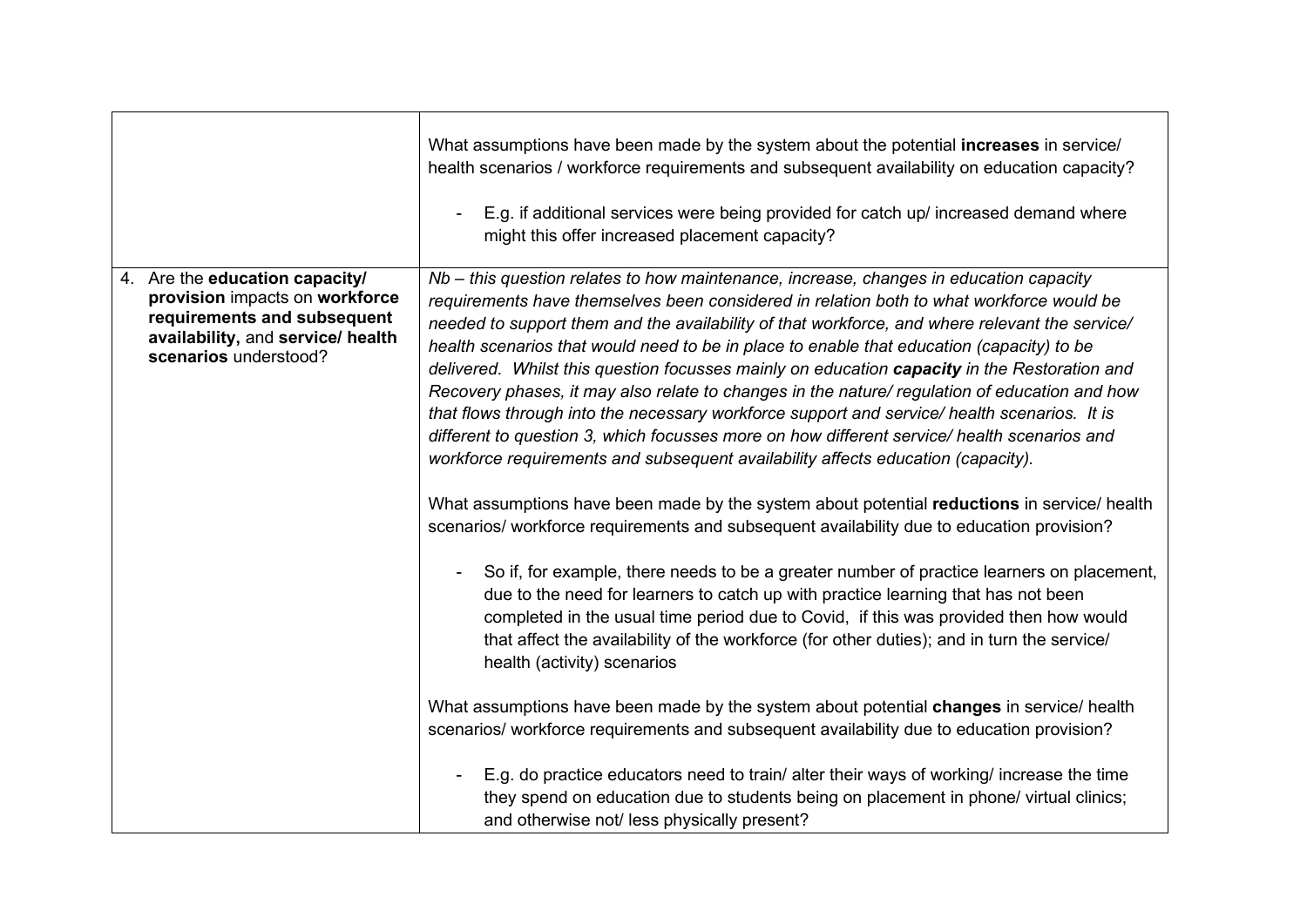| | |
|---|---|
| | What assumptions have been made by the system about the potential **increases** in service/ health scenarios / workforce requirements and subsequent availability on education capacity?<br><br>- E.g. if additional services were being provided for catch up/ increased demand where might this offer increased placement capacity? |
| 4. Are the **education capacity/ provision** impacts on **workforce requirements and subsequent availability,** and **service/ health scenarios** understood? | *Nb – this question relates to how maintenance, increase, changes in education capacity requirements have themselves been considered in relation both to what workforce would be needed to support them and the availability of that workforce, and where relevant the service/ health scenarios that would need to be in place to enable that education (capacity) to be delivered. Whilst this question focusses mainly on education **capacity** in the Restoration and Recovery phases, it may also relate to changes in the nature/ regulation of education and how that flows through into the necessary workforce support and service/ health scenarios. It is different to question 3, which focusses more on how different service/ health scenarios and workforce requirements and subsequent availability affects education (capacity).*<br><br>What assumptions have been made by the system about potential **reductions** in service/ health scenarios/ workforce requirements and subsequent availability due to education provision?<br><br>- So if, for example, there needs to be a greater number of practice learners on placement, due to the need for learners to catch up with practice learning that has not been completed in the usual time period due to Covid, if this was provided then how would that affect the availability of the workforce (for other duties); and in turn the service/ health (activity) scenarios<br><br>What assumptions have been made by the system about potential **changes** in service/ health scenarios/ workforce requirements and subsequent availability due to education provision?<br><br>- E.g. do practice educators need to train/ alter their ways of working/ increase the time they spend on education due to students being on placement in phone/ virtual clinics; and otherwise not/ less physically present? |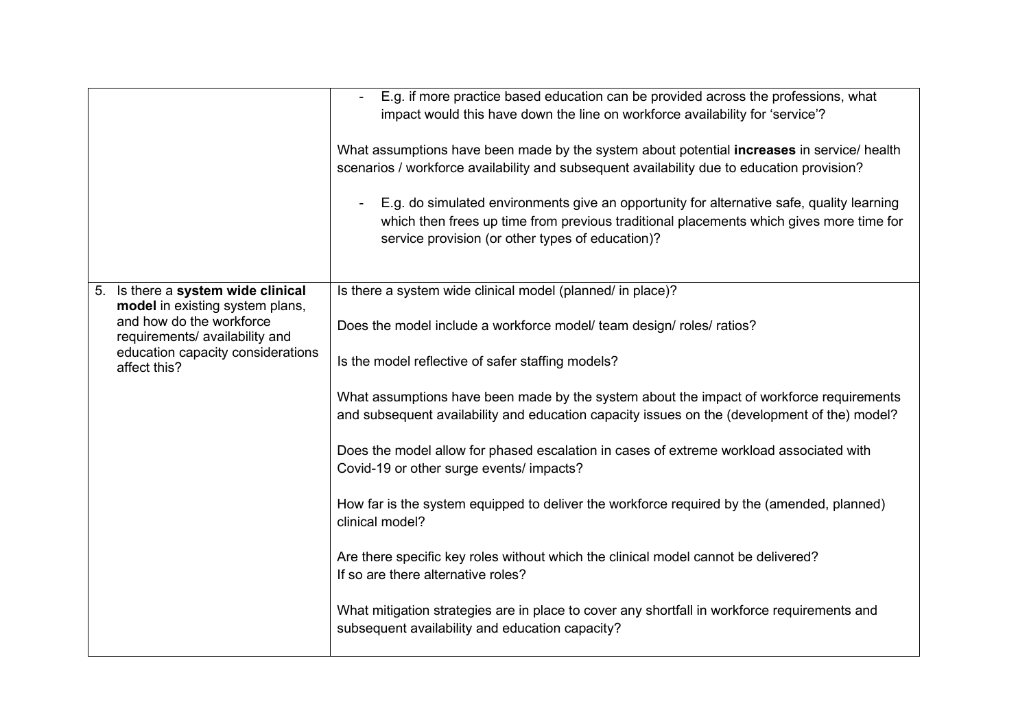| | |
|---|---|
| | - E.g. if more practice based education can be provided across the professions, what impact would this have down the line on workforce availability for 'service'?<br><br>What assumptions have been made by the system about potential **increases** in service/ health scenarios / workforce availability and subsequent availability due to education provision?<br><br>- E.g. do simulated environments give an opportunity for alternative safe, quality learning which then frees up time from previous traditional placements which gives more time for service provision (or other types of education)? |
| 5. Is there a **system wide clinical model** in existing system plans, and how do the workforce requirements/ availability and education capacity considerations affect this? | Is there a system wide clinical model (planned/ in place)?<br><br>Does the model include a workforce model/ team design/ roles/ ratios?<br><br>Is the model reflective of safer staffing models?<br><br>What assumptions have been made by the system about the impact of workforce requirements and subsequent availability and education capacity issues on the (development of the) model?<br><br>Does the model allow for phased escalation in cases of extreme workload associated with Covid-19 or other surge events/ impacts?<br><br>How far is the system equipped to deliver the workforce required by the (amended, planned) clinical model?<br><br>Are there specific key roles without which the clinical model cannot be delivered?<br>If so are there alternative roles?<br><br>What mitigation strategies are in place to cover any shortfall in workforce requirements and subsequent availability and education capacity? |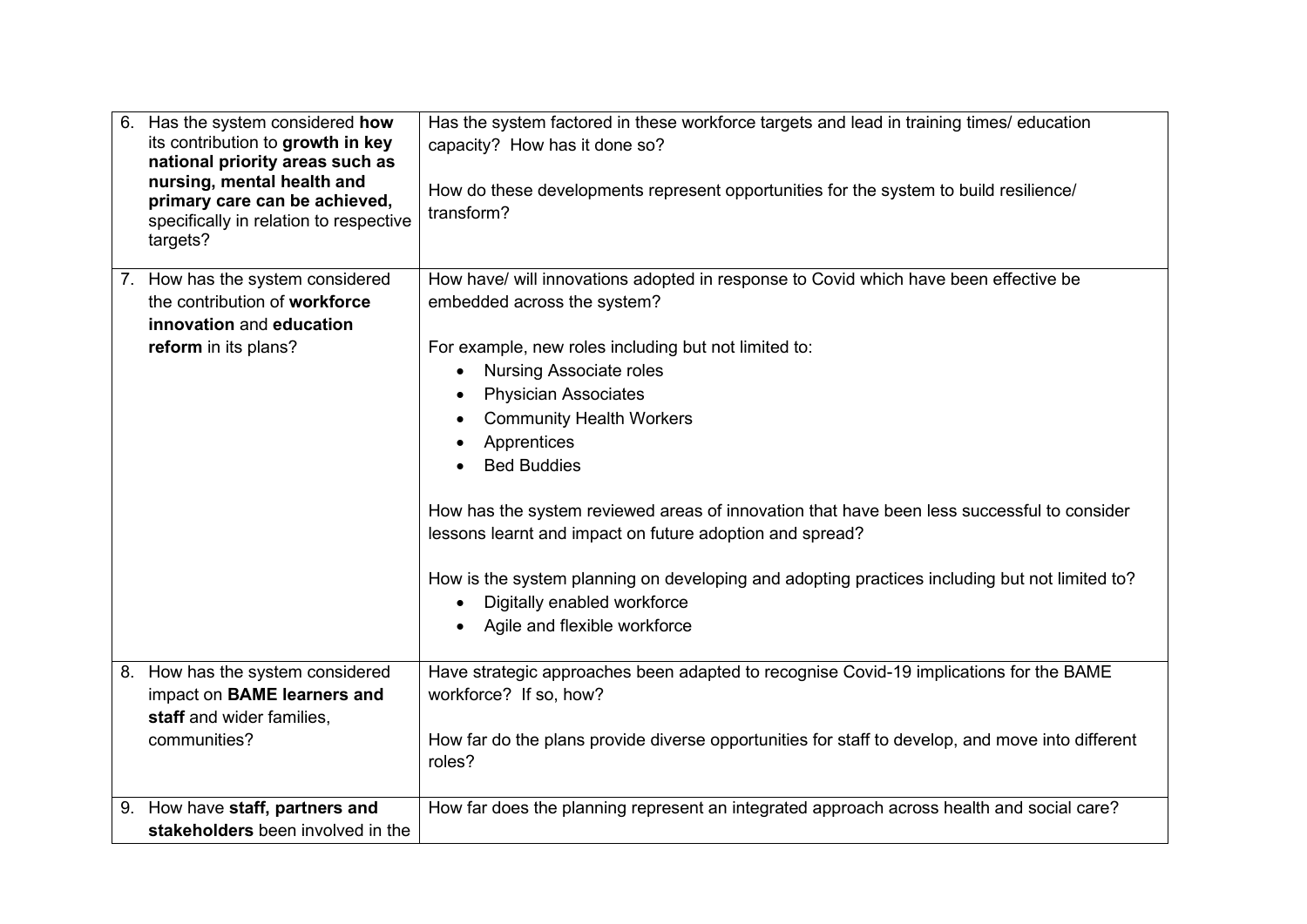| | |
|---|---|
| 6. Has the system considered **how** its contribution to **growth in key national priority areas such as nursing, mental health and primary care can be achieved,** specifically in relation to respective targets? | Has the system factored in these workforce targets and lead in training times/ education capacity? How has it done so?<br><br>How do these developments represent opportunities for the system to build resilience/ transform? |
| 7. How has the system considered the contribution of **workforce innovation** and **education reform** in its plans? | How have/ will innovations adopted in response to Covid which have been effective be embedded across the system?<br><br>For example, new roles including but not limited to:<br>• Nursing Associate roles<br>• Physician Associates<br>• Community Health Workers<br>• Apprentices<br>• Bed Buddies<br><br>How has the system reviewed areas of innovation that have been less successful to consider lessons learnt and impact on future adoption and spread?<br><br>How is the system planning on developing and adopting practices including but not limited to?<br>• Digitally enabled workforce<br>• Agile and flexible workforce |
| 8. How has the system considered impact on **BAME learners and staff** and wider families, communities? | Have strategic approaches been adapted to recognise Covid-19 implications for the BAME workforce? If so, how?<br><br>How far do the plans provide diverse opportunities for staff to develop, and move into different roles? |
| 9. How have **staff, partners and stakeholders** been involved in the | How far does the planning represent an integrated approach across health and social care? |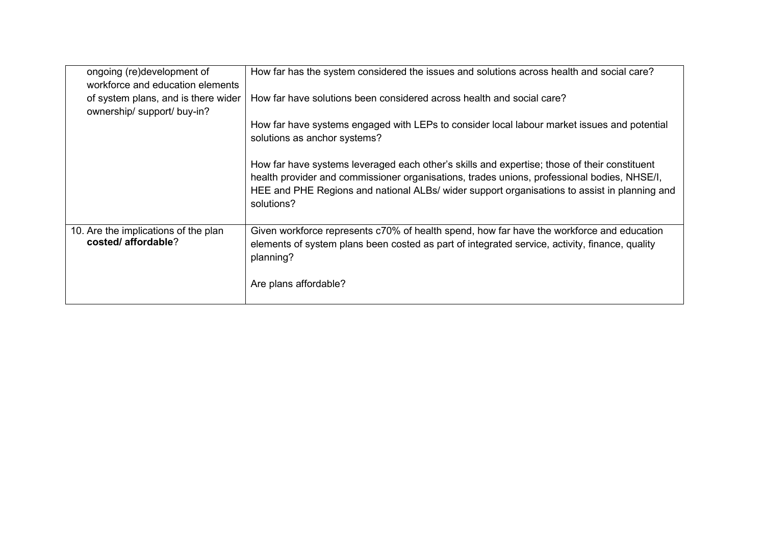| | |
|---|---|
| ongoing (re)development of workforce and education elements of system plans, and is there wider ownership/ support/ buy-in? | How far has the system considered the issues and solutions across health and social care?<br><br>How far have solutions been considered across health and social care?<br><br>How far have systems engaged with LEPs to consider local labour market issues and potential solutions as anchor systems?<br><br>How far have systems leveraged each other's skills and expertise; those of their constituent health provider and commissioner organisations, trades unions, professional bodies, NHSE/I, HEE and PHE Regions and national ALBs/ wider support organisations to assist in planning and solutions? |
| 10. Are the implications of the plan **costed/ affordable**? | Given workforce represents c70% of health spend, how far have the workforce and education elements of system plans been costed as part of integrated service, activity, finance, quality planning?<br><br>Are plans affordable? |